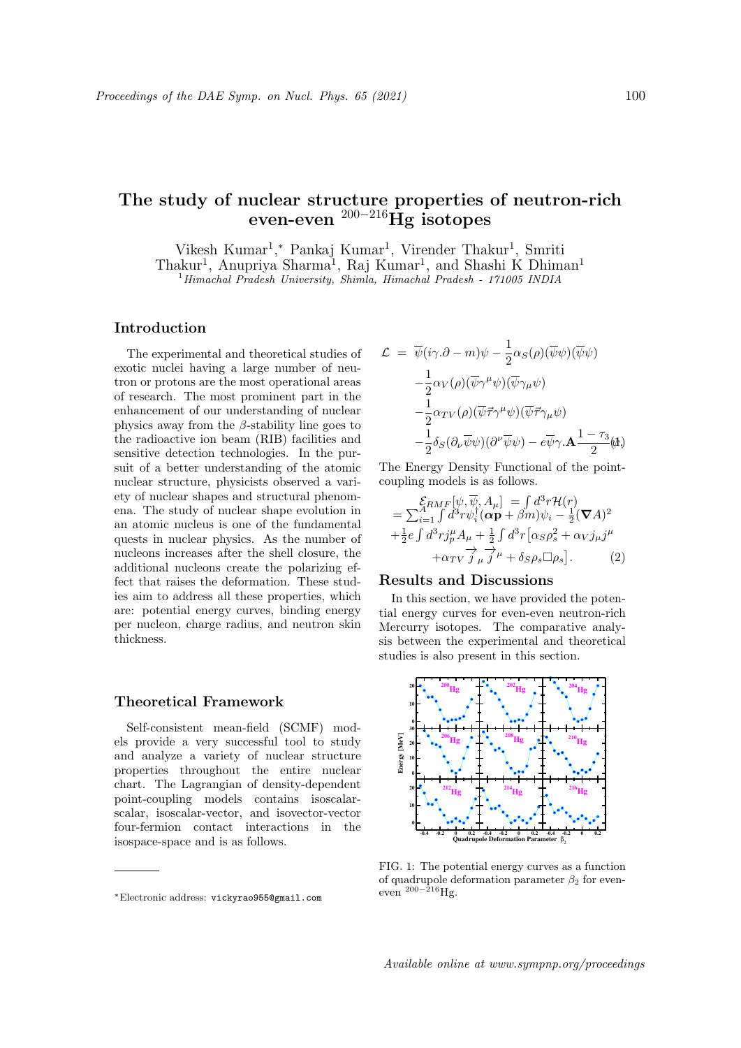# The study of nuclear structure properties of neutron-rich even-even $^{200-216}$Hg isotopes

Vikesh Kumar[1,*] Pankaj Kumar[1], Virender Thakur[1], Smriti Thakur[1], Anupriya Sharma[1], Raj Kumar[1], and Shashi K Dhiman[1]

[1] *Himachal Pradesh University, Shimla, Himachal Pradesh - 171005 INDIA*

## Introduction

The experimental and theoretical studies of exotic nuclei having a large number of neutron or protons are the most operational areas of research. The most prominent part in the enhancement of our understanding of nuclear physics away from the $\beta$-stability line goes to the radioactive ion beam (RIB) facilities and sensitive detection technologies. In the pursuit of a better understanding of the atomic nuclear structure, physicists observed a variety of nuclear shapes and structural phenomena. The study of nuclear shape evolution in an atomic nucleus is one of the fundamental quests in nuclear physics. As the number of nucleons increases after the shell closure, the additional nucleons create the polarizing effect that raises the deformation. These studies aim to address all these properties, which are: potential energy curves, binding energy per nucleon, charge radius, and neutron skin thickness.

## Theoretical Framework

Self-consistent mean-field (SCMF) models provide a very successful tool to study and analyze a variety of nuclear structure properties throughout the entire nuclear chart. The Lagrangian of density-dependent point-coupling models contains isoscalar-scalar, isoscalar-vector, and isovector-vector four-fermion contact interactions in the isospace-space and is as follows.

$$
\begin{aligned}
\mathcal{L} \;=\; & \overline{\psi}(i\gamma.\partial - m)\psi - \frac{1}{2}\alpha_S(\rho)(\overline{\psi}\psi)(\overline{\psi}\psi) \\
& - \frac{1}{2}\alpha_V(\rho)(\overline{\psi}\gamma^{\mu}\psi)(\overline{\psi}\gamma_{\mu}\psi) \\
& - \frac{1}{2}\alpha_{TV}(\rho)(\overline{\psi}\vec{\tau}\gamma^{\mu}\psi)(\overline{\psi}\vec{\tau}\gamma_{\mu}\psi) \\
& - \frac{1}{2}\delta_S(\partial_{\nu}\overline{\psi}\psi)(\partial^{\nu}\overline{\psi}\psi) - e\overline{\psi}\gamma.\mathbf{A}\frac{1-\tau_3}{2}\psi
\end{aligned} \tag{1}
$$

The Energy Density Functional of the point-coupling models is as follows.

$$
\begin{aligned}
\mathcal{E}_{RMF}[\psi,\overline{\psi},A_{\mu}] &= \int d^3r\mathcal{H}(r) \\
= \sum_{i=1}^{A}\int d^3r\psi_i^{\dagger}(\boldsymbol{\alpha}\mathbf{p} + \beta m)\psi_i &- \frac{1}{2}(\boldsymbol{\nabla}A)^2 \\
+\frac{1}{2}e\int d^3r j_p^{\mu}A_{\mu} + \frac{1}{2}\int d^3r\big[\alpha_S\rho_s^2 &+ \alpha_V j_{\mu}j^{\mu} \\
+\alpha_{TV}\vec{j}_{\mu}\vec{j}^{\mu} &+ \delta_S\rho_s\Box\rho_s\big].
\end{aligned} \tag{2}
$$

## Results and Discussions

In this section, we have provided the potential energy curves for even-even neutron-rich Mercurry isotopes. The comparative analysis between the experimental and theoretical studies is also present in this section.

FIG. 1: The potential energy curves as a function of quadrupole deformation parameter $\beta_2$ for even-even $^{200-216}$Hg.

---

*Electronic address: vickyrao955@gmail.com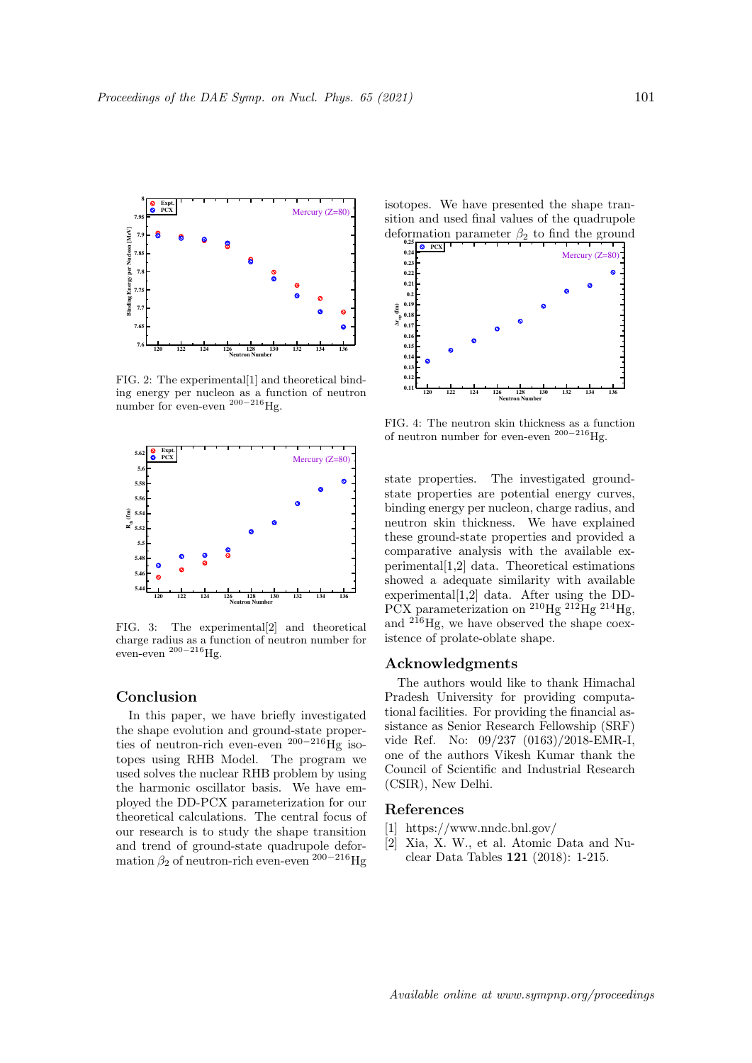Expt.
PCX
Mercury (Z=80)
Binding Energy per Nucleon [MeV]
8
7.95
7.9
7.85
7.8
7.75
7.7
7.65
7.6
120 122 124 126 128 130 132 134 136
Neutron Number

FIG. 2: The experimental[1] and theoretical binding energy per nucleon as a function of neutron number for even-even $^{200-216}$Hg.

Expt.
PCX
Mercury (Z=80)
$R_{ch}$ (fm)
5.62
5.6
5.58
5.56
5.54
5.52
5.5
5.48
5.46
5.44
120 122 124 126 128 130 132 134 136
Neutron Number

FIG. 3: The experimental[2] and theoretical charge radius as a function of neutron number for even-even $^{200-216}$Hg.

## Conclusion

In this paper, we have briefly investigated the shape evolution and ground-state properties of neutron-rich even-even $^{200-216}$Hg isotopes using RHB Model. The program we used solves the nuclear RHB problem by using the harmonic oscillator basis. We have employed the DD-PCX parameterization for our theoretical calculations. The central focus of our research is to study the shape transition and trend of ground-state quadrupole deformation $\beta_2$ of neutron-rich even-even $^{200-216}$Hg isotopes. We have presented the shape transition and used final values of the quadrupole deformation parameter $\beta_2$ to find the ground state properties. The investigated ground-state properties are potential energy curves, binding energy per nucleon, charge radius, and neutron skin thickness. We have explained these ground-state properties and provided a comparative analysis with the available experimental[1,2] data. Theoretical estimations showed a adequate similarity with available experimental[1,2] data. After using the DD-PCX parameterization on $^{210}$Hg $^{212}$Hg $^{214}$Hg, and $^{216}$Hg, we have observed the shape coexistence of prolate-oblate shape.

PCX
Mercury (Z=80)
$\Delta r_{np}$ (fm)
0.25
0.24
0.23
0.22
0.21
0.2
0.19
0.18
0.17
0.16
0.15
0.14
0.13
0.12
0.11
120 122 124 126 128 130 132 134 136
Neutron Number

FIG. 4: The neutron skin thickness as a function of neutron number for even-even $^{200-216}$Hg.

## Acknowledgments

The authors would like to thank Himachal Pradesh University for providing computational facilities. For providing the financial assistance as Senior Research Fellowship (SRF) vide Ref. No: 09/237 (0163)/2018-EMR-I, one of the authors Vikesh Kumar thank the Council of Scientific and Industrial Research (CSIR), New Delhi.

## References

[1] https://www.nndc.bnl.gov/

[2] Xia, X. W., et al. Atomic Data and Nuclear Data Tables **121** (2018): 1-215.